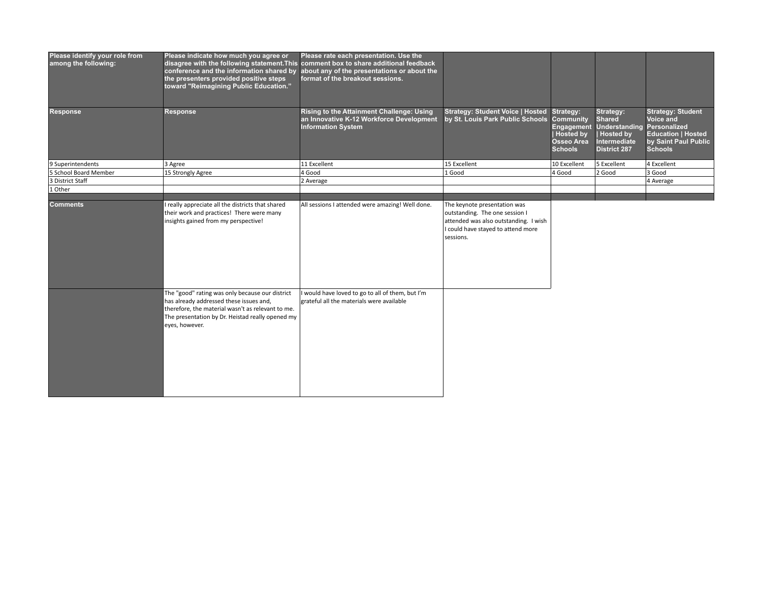| Please identify your role from among the following: | Please indicate how much you agree or disagree with the following statement.This conference and the information shared by the presenters provided positive steps toward "Reimagining Public Education." | Please rate each presentation. Use the comment box to share additional feedback about any of the presentations or about the format of the breakout sessions. | | | | |
|---|---|---|---|---|---|---|
| **Response** | **Response** | **Rising to the Attainment Challenge: Using an Innovative K-12 Workforce Development Information System** | **Strategy: Student Voice \| Hosted by St. Louis Park Public Schools** | **Strategy: Community Engagement \| Hosted by Osseo Area Schools** | **Strategy: Shared Understanding \| Hosted by Intermediate District 287** | **Strategy: Student Voice and Personalized Education \| Hosted by Saint Paul Public Schools** |
| 9 Superintendents | 3 Agree | 11 Excellent | 15 Excellent | 10 Excellent | 5 Excellent | 4 Excellent |
| 5 School Board Member | 15 Strongly Agree | 4 Good | 1 Good | 4 Good | 2 Good | 3 Good |
| 3 District Staff | | 2 Average | | | | 4 Average |
| 1 Other | | | | | | |
| | | | | | | |
| **Comments** | I really appreciate all the districts that shared their work and practices! There were many insights gained from my perspective! | All sessions I attended were amazing! Well done. | The keynote presentation was outstanding. The one session I attended was also outstanding. I wish I could have stayed to attend more sessions. | | | |
| | The "good" rating was only because our district has already addressed these issues and, therefore, the material wasn't as relevant to me. The presentation by Dr. Heistad really opened my eyes, however. | I would have loved to go to all of them, but I'm grateful all the materials were available | | | | |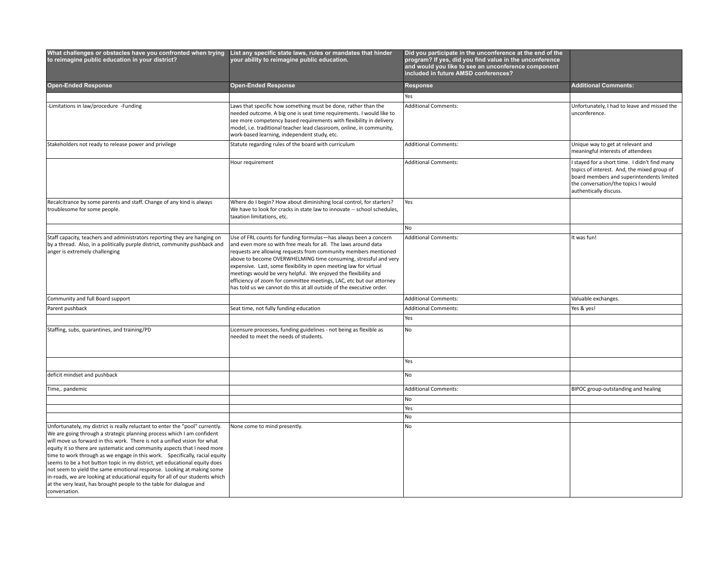| What challenges or obstacles have you confronted when trying to reimagine public education in your district? | List any specific state laws, rules or mandates that hinder your ability to reimagine public education. | Did you participate in the unconference at the end of the program? If yes, did you find value in the unconference and would you like to see an unconference component included in future AMSD conferences? | |
|---|---|---|---|
| **Open-Ended Response** | **Open-Ended Response** | **Response** | **Additional Comments:** |
| | | Yes | |
| -Limitations in law/procedure -Funding | Laws that specific how something must be done, rather than the needed outcome. A big one is seat time requirements. I would like to see more competency based requirements with flexibility in delivery model, i.e. traditional teacher lead classroom, online, in community, work-based learning, independent study, etc. | Additional Comments: | Unfortunately, I had to leave and missed the unconference. |
| Stakeholders not ready to release power and privilege | Statute regarding rules of the board with curriculum | Additional Comments: | Unique way to get at relevant and meaningful interests of attendees |
| | Hour requirement | Additional Comments: | I stayed for a short time. I didn't find many topics of interest. And, the mixed group of board members and superintendents limited the conversation/the topics I would authentically discuss. |
| Recalcitrance by some parents and staff. Change of any kind is always troublesome for some people. | Where do I begin? How about diminishing local control, for starters? We have to look for cracks in state law to innovate -- school schedules, taxation limitations, etc. | Yes | |
| | | No | |
| Staff capacity, teachers and administrators reporting they are hanging on by a thread. Also, in a politically purple district, community pushback and anger is extremely challenging | Use of FRL counts for funding formulas—has always been a concern and even more so with free meals for all. The laws around data requests are allowing requests from community members mentioned above to become OVERWHELMING time consuming, stressful and very expensive. Last, some flexibility in open meeting law for virtual meetings would be very helpful. We enjoyed the flexibility and efficiency of zoom for committee meetings, LAC, etc but our attorney has told us we cannot do this at all outside of the executive order. | Additional Comments: | It was fun! |
| Community and full Board support | | Additional Comments: | Valuable exchanges. |
| Parent pushback | Seat time, not fully funding education | Additional Comments: | Yes & yes! |
| | | Yes | |
| Staffing, subs, quarantines, and training/PD | Licensure processes, funding guidelines - not being as flexible as needed to meet the needs of students. | No | |
| | | Yes | |
| deficit mindset and pushback | | No | |
| Time,. pandemic | | Additional Comments: | BIPOC group-outstanding and healing |
| | | No | |
| | | Yes | |
| | | No | |
| Unfortunately, my district is really reluctant to enter the "pool" currently. We are going through a strategic planning process which I am confident will move us forward in this work. There is not a unified vision for what equity it so there are systematic and community aspects that I need more time to work through as we engage in this work. Specifically, racial equity seems to be a hot button topic in my district, yet educational equity does not seem to yield the same emotional response. Looking at making some in-roads, we are looking at educational equity for all of our students which at the very least, has brought people to the table for dialogue and conversation. | None come to mind presently. | No | |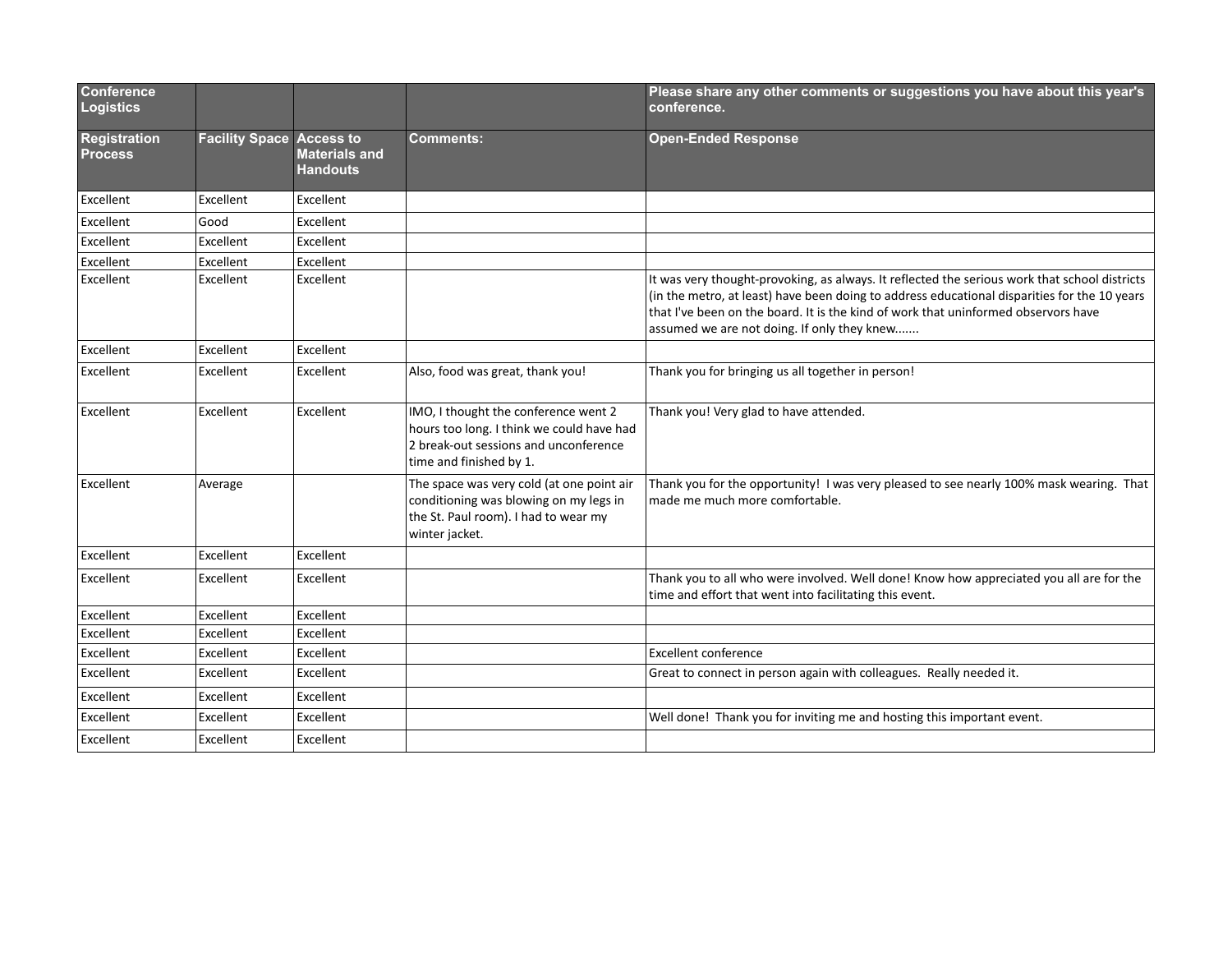| Conference Logistics | | | | Please share any other comments or suggestions you have about this year's conference. |
|---|---|---|---|---|
| Registration Process | Facility Space | Access to Materials and Handouts | Comments: | Open-Ended Response |
| Excellent | Excellent | Excellent | | |
| Excellent | Good | Excellent | | |
| Excellent | Excellent | Excellent | | |
| Excellent | Excellent | Excellent | | |
| Excellent | Excellent | Excellent | | It was very thought-provoking, as always. It reflected the serious work that school districts (in the metro, at least) have been doing to address educational disparities for the 10 years that I've been on the board. It is the kind of work that uninformed observors have assumed we are not doing. If only they knew....... |
| Excellent | Excellent | Excellent | | |
| Excellent | Excellent | Excellent | Also, food was great, thank you! | Thank you for bringing us all together in person! |
| Excellent | Excellent | Excellent | IMO, I thought the conference went 2 hours too long. I think we could have had 2 break-out sessions and unconference time and finished by 1. | Thank you! Very glad to have attended. |
| Excellent | Average | | The space was very cold (at one point air conditioning was blowing on my legs in the St. Paul room). I had to wear my winter jacket. | Thank you for the opportunity! I was very pleased to see nearly 100% mask wearing. That made me much more comfortable. |
| Excellent | Excellent | Excellent | | |
| Excellent | Excellent | Excellent | | Thank you to all who were involved. Well done! Know how appreciated you all are for the time and effort that went into facilitating this event. |
| Excellent | Excellent | Excellent | | |
| Excellent | Excellent | Excellent | | |
| Excellent | Excellent | Excellent | | Excellent conference |
| Excellent | Excellent | Excellent | | Great to connect in person again with colleagues. Really needed it. |
| Excellent | Excellent | Excellent | | |
| Excellent | Excellent | Excellent | | Well done! Thank you for inviting me and hosting this important event. |
| Excellent | Excellent | Excellent | | |